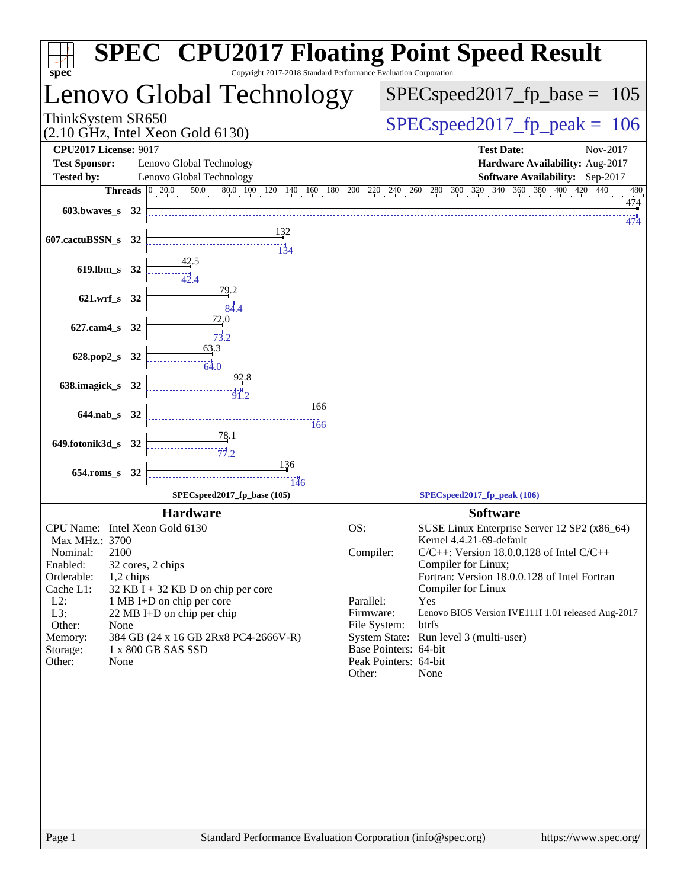# SPEC CPU2017 Floating Point Speed Result

Copyright 2017-2018 Standard Performance Evaluation Corporation

## Lenovo Global Technology

ThinkSystem SR650
(2.10 GHz, Intel Xeon Gold 6130)

SPECspeed2017_fp_base = 105

SPECspeed2017_fp_peak = 106

**CPU2017 License:** 9017
**Test Sponsor:** Lenovo Global Technology
**Tested by:** Lenovo Global Technology

**Test Date:** Nov-2017
**Hardware Availability:** Aug-2017
**Software Availability:** Sep-2017

| Benchmark | Threads | Base | Peak |
|---|---|---|---|
| 603.bwaves_s | 32 | 474 | 474 |
| 607.cactuBSSN_s | 32 | 132 | 134 |
| 619.lbm_s | 32 | 42.5 | 42.4 |
| 621.wrf_s | 32 | 79.2 | 84.4 |
| 627.cam4_s | 32 | 72.0 | 73.2 |
| 628.pop2_s | 32 | 63.3 | 64.0 |
| 638.imagick_s | 32 | 92.8 | 91.2 |
| 644.nab_s | 32 | 166 | 166 |
| 649.fotonik3d_s | 32 | 78.1 | 77.2 |
| 654.roms_s | 32 | 136 | 146 |

SPECspeed2017_fp_base (105) — SPECspeed2017_fp_peak (106)

## Hardware

| | |
|---|---|
| CPU Name: | Intel Xeon Gold 6130 |
| Max MHz.: | 3700 |
| Nominal: | 2100 |
| Enabled: | 32 cores, 2 chips |
| Orderable: | 1,2 chips |
| Cache L1: | 32 KB I + 32 KB D on chip per core |
| L2: | 1 MB I+D on chip per core |
| L3: | 22 MB I+D on chip per chip |
| Other: | None |
| Memory: | 384 GB (24 x 16 GB 2Rx8 PC4-2666V-R) |
| Storage: | 1 x 800 GB SAS SSD |
| Other: | None |

## Software

| | |
|---|---|
| OS: | SUSE Linux Enterprise Server 12 SP2 (x86_64) Kernel 4.4.21-69-default |
| Compiler: | C/C++: Version 18.0.0.128 of Intel C/C++ Compiler for Linux; Fortran: Version 18.0.0.128 of Intel Fortran Compiler for Linux |
| Parallel: | Yes |
| Firmware: | Lenovo BIOS Version IVE111I 1.01 released Aug-2017 |
| File System: | btrfs |
| System State: | Run level 3 (multi-user) |
| Base Pointers: | 64-bit |
| Peak Pointers: | 64-bit |
| Other: | None |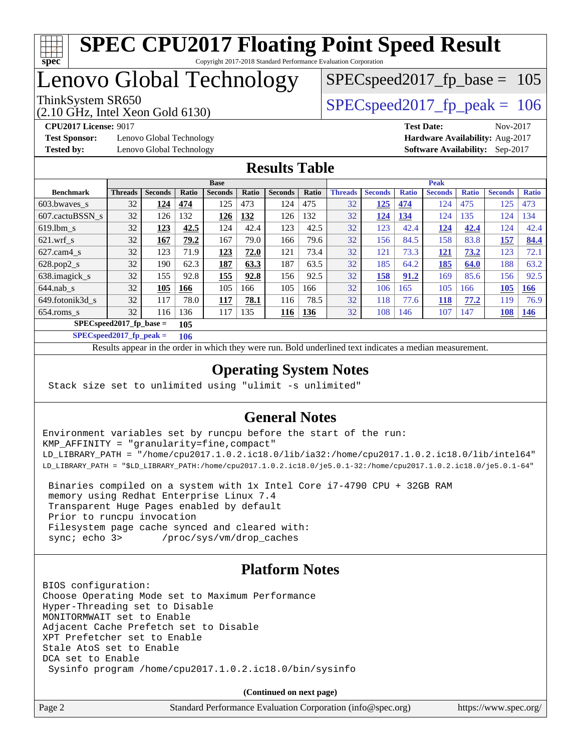# SPEC CPU2017 Floating Point Speed Result

Copyright 2017-2018 Standard Performance Evaluation Corporation

# Lenovo Global Technology

ThinkSystem SR650
(2.10 GHz, Intel Xeon Gold 6130)

SPECspeed2017_fp_base = 105

SPECspeed2017_fp_peak = 106

**CPU2017 License:** 9017
**Test Sponsor:** Lenovo Global Technology
**Tested by:** Lenovo Global Technology

**Test Date:** Nov-2017
**Hardware Availability:** Aug-2017
**Software Availability:** Sep-2017

## Results Table

| Benchmark | Base | | | | | | | Peak | | | | | | |
|---|---|---|---|---|---|---|---|---|---|---|---|---|---|---|
| | Threads | Seconds | Ratio | Seconds | Ratio | Seconds | Ratio | Threads | Seconds | Ratio | Seconds | Ratio | Seconds | Ratio |
| 603.bwaves_s | 32 | **124** | **474** | 125 | 473 | 124 | 475 | 32 | **125** | **474** | 124 | 475 | 125 | 473 |
| 607.cactuBSSN_s | 32 | 126 | 132 | **126** | **132** | 126 | 132 | 32 | **124** | **134** | 124 | 135 | 124 | 134 |
| 619.lbm_s | 32 | **123** | **42.5** | 124 | 42.4 | 123 | 42.5 | 32 | 123 | 42.4 | **124** | **42.4** | 124 | 42.4 |
| 621.wrf_s | 32 | **167** | **79.2** | 167 | 79.0 | 166 | 79.6 | 32 | 156 | 84.5 | 158 | 83.8 | **157** | **84.4** |
| 627.cam4_s | 32 | 123 | 71.9 | **123** | **72.0** | 121 | 73.4 | 32 | 121 | 73.3 | **121** | **73.2** | 123 | 72.1 |
| 628.pop2_s | 32 | 190 | 62.3 | **187** | **63.3** | 187 | 63.5 | 32 | 185 | 64.2 | **185** | **64.0** | 188 | 63.2 |
| 638.imagick_s | 32 | 155 | 92.8 | **155** | **92.8** | 156 | 92.5 | 32 | **158** | **91.2** | 169 | 85.6 | 156 | 92.5 |
| 644.nab_s | 32 | **105** | **166** | 105 | 166 | 105 | 166 | 32 | 106 | 165 | 105 | 166 | **105** | **166** |
| 649.fotonik3d_s | 32 | 117 | 78.0 | **117** | **78.1** | 116 | 78.5 | 32 | 118 | 77.6 | **118** | **77.2** | 119 | 76.9 |
| 654.roms_s | 32 | 116 | 136 | 117 | 135 | **116** | **136** | 32 | 108 | 146 | 107 | 147 | **108** | **146** |

**SPECspeed2017_fp_base = 105**

**SPECspeed2017_fp_peak = 106**

Results appear in the order in which they were run. Bold underlined text indicates a median measurement.

## Operating System Notes

```
Stack size set to unlimited using "ulimit -s unlimited"
```

## General Notes

```
Environment variables set by runcpu before the start of the run:
KMP_AFFINITY = "granularity=fine,compact"
LD_LIBRARY_PATH = "/home/cpu2017.1.0.2.ic18.0/lib/ia32:/home/cpu2017.1.0.2.ic18.0/lib/intel64"
LD_LIBRARY_PATH = "$LD_LIBRARY_PATH:/home/cpu2017.1.0.2.ic18.0/je5.0.1-32:/home/cpu2017.1.0.2.ic18.0/je5.0.1-64"

 Binaries compiled on a system with 1x Intel Core i7-4790 CPU + 32GB RAM
 memory using Redhat Enterprise Linux 7.4
 Transparent Huge Pages enabled by default
 Prior to runcpu invocation
 Filesystem page cache synced and cleared with:
 sync; echo 3>       /proc/sys/vm/drop_caches
```

## Platform Notes

```
BIOS configuration:
Choose Operating Mode set to Maximum Performance
Hyper-Threading set to Disable
MONITORMWAIT set to Enable
Adjacent Cache Prefetch set to Disable
XPT Prefetcher set to Enable
Stale AtoS set to Enable
DCA set to Enable
 Sysinfo program /home/cpu2017.1.0.2.ic18.0/bin/sysinfo
```

**(Continued on next page)**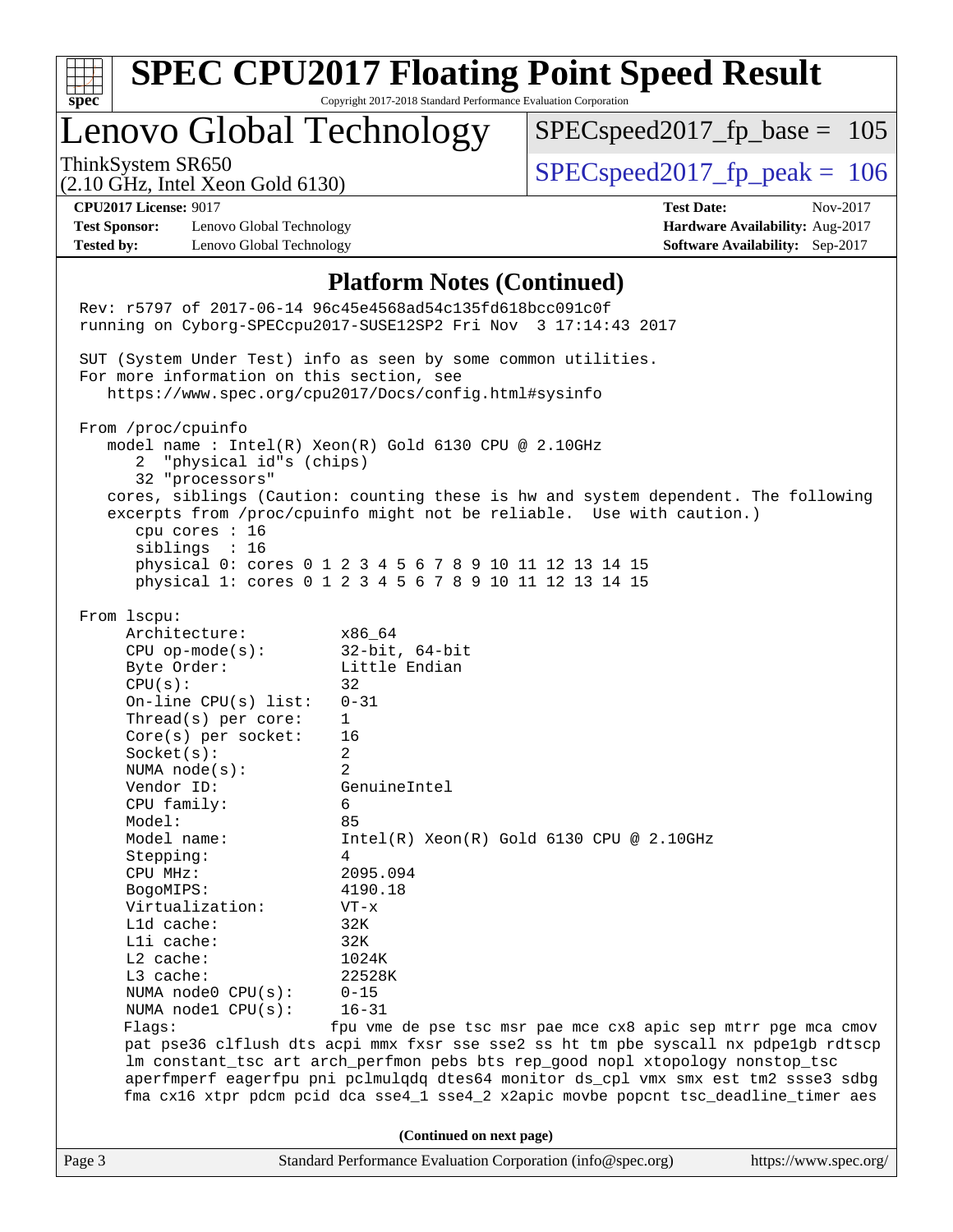# SPEC CPU2017 Floating Point Speed Result

Copyright 2017-2018 Standard Performance Evaluation Corporation

## Lenovo Global Technology

ThinkSystem SR650
(2.10 GHz, Intel Xeon Gold 6130)

SPECspeed2017_fp_base = 105

SPECspeed2017_fp_peak = 106

**CPU2017 License:** 9017
**Test Sponsor:** Lenovo Global Technology
**Tested by:** Lenovo Global Technology

**Test Date:** Nov-2017
**Hardware Availability:** Aug-2017
**Software Availability:** Sep-2017

### Platform Notes (Continued)

```
Rev: r5797 of 2017-06-14 96c45e4568ad54c135fd618bcc091c0f
running on Cyborg-SPECcpu2017-SUSE12SP2 Fri Nov  3 17:14:43 2017

SUT (System Under Test) info as seen by some common utilities.
For more information on this section, see
   https://www.spec.org/cpu2017/Docs/config.html#sysinfo

From /proc/cpuinfo
   model name : Intel(R) Xeon(R) Gold 6130 CPU @ 2.10GHz
      2  "physical id"s (chips)
      32 "processors"
   cores, siblings (Caution: counting these is hw and system dependent. The following
   excerpts from /proc/cpuinfo might not be reliable.  Use with caution.)
      cpu cores : 16
      siblings  : 16
      physical 0: cores 0 1 2 3 4 5 6 7 8 9 10 11 12 13 14 15
      physical 1: cores 0 1 2 3 4 5 6 7 8 9 10 11 12 13 14 15

From lscpu:
     Architecture:          x86_64
     CPU op-mode(s):        32-bit, 64-bit
     Byte Order:            Little Endian
     CPU(s):                32
     On-line CPU(s) list:   0-31
     Thread(s) per core:    1
     Core(s) per socket:    16
     Socket(s):             2
     NUMA node(s):          2
     Vendor ID:             GenuineIntel
     CPU family:            6
     Model:                 85
     Model name:            Intel(R) Xeon(R) Gold 6130 CPU @ 2.10GHz
     Stepping:              4
     CPU MHz:               2095.094
     BogoMIPS:              4190.18
     Virtualization:        VT-x
     L1d cache:             32K
     L1i cache:             32K
     L2 cache:              1024K
     L3 cache:              22528K
     NUMA node0 CPU(s):     0-15
     NUMA node1 CPU(s):     16-31
     Flags:                fpu vme de pse tsc msr pae mce cx8 apic sep mtrr pge mca cmov
     pat pse36 clflush dts acpi mmx fxsr sse sse2 ss ht tm pbe syscall nx pdpe1gb rdtscp
     lm constant_tsc art arch_perfmon pebs bts rep_good nopl xtopology nonstop_tsc
     aperfmperf eagerfpu pni pclmulqdq dtes64 monitor ds_cpl vmx smx est tm2 ssse3 sdbg
     fma cx16 xtpr pdcm pcid dca sse4_1 sse4_2 x2apic movbe popcnt tsc_deadline_timer aes
```

(Continued on next page)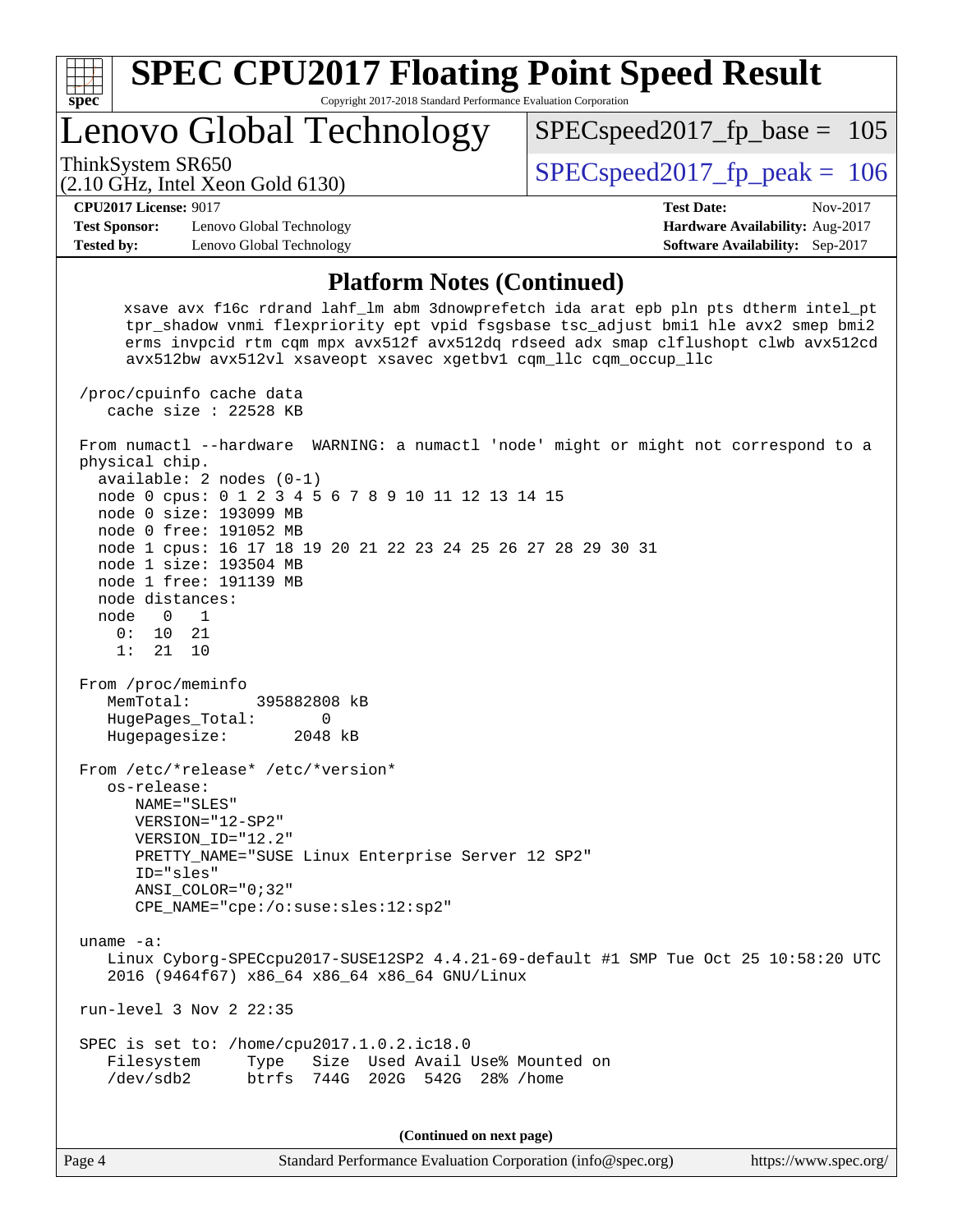# SPEC CPU2017 Floating Point Speed Result

Copyright 2017-2018 Standard Performance Evaluation Corporation

## Lenovo Global Technology

ThinkSystem SR650
(2.10 GHz, Intel Xeon Gold 6130)

SPECspeed2017_fp_base = 105

SPECspeed2017_fp_peak = 106

**CPU2017 License:** 9017
**Test Sponsor:** Lenovo Global Technology
**Tested by:** Lenovo Global Technology

**Test Date:** Nov-2017
**Hardware Availability:** Aug-2017
**Software Availability:** Sep-2017

### Platform Notes (Continued)

```
     xsave avx f16c rdrand lahf_lm abm 3dnowprefetch ida arat epb pln pts dtherm intel_pt
     tpr_shadow vnmi flexpriority ept vpid fsgsbase tsc_adjust bmi1 hle avx2 smep bmi2
     erms invpcid rtm cqm mpx avx512f avx512dq rdseed adx smap clflushopt clwb avx512cd
     avx512bw avx512vl xsaveopt xsavec xgetbv1 cqm_llc cqm_occup_llc

 /proc/cpuinfo cache data
    cache size : 22528 KB

 From numactl --hardware  WARNING: a numactl 'node' might or might not correspond to a
 physical chip.
   available: 2 nodes (0-1)
   node 0 cpus: 0 1 2 3 4 5 6 7 8 9 10 11 12 13 14 15
   node 0 size: 193099 MB
   node 0 free: 191052 MB
   node 1 cpus: 16 17 18 19 20 21 22 23 24 25 26 27 28 29 30 31
   node 1 size: 193504 MB
   node 1 free: 191139 MB
   node distances:
   node   0   1
     0:  10  21
     1:  21  10

 From /proc/meminfo
    MemTotal:       395882808 kB
    HugePages_Total:       0
    Hugepagesize:       2048 kB

 From /etc/*release* /etc/*version*
    os-release:
       NAME="SLES"
       VERSION="12-SP2"
       VERSION_ID="12.2"
       PRETTY_NAME="SUSE Linux Enterprise Server 12 SP2"
       ID="sles"
       ANSI_COLOR="0;32"
       CPE_NAME="cpe:/o:suse:sles:12:sp2"

 uname -a:
    Linux Cyborg-SPECcpu2017-SUSE12SP2 4.4.21-69-default #1 SMP Tue Oct 25 10:58:20 UTC
    2016 (9464f67) x86_64 x86_64 x86_64 GNU/Linux

 run-level 3 Nov 2 22:35

 SPEC is set to: /home/cpu2017.1.0.2.ic18.0
    Filesystem     Type   Size  Used Avail Use% Mounted on
    /dev/sdb2      btrfs  744G  202G  542G  28% /home
```

(Continued on next page)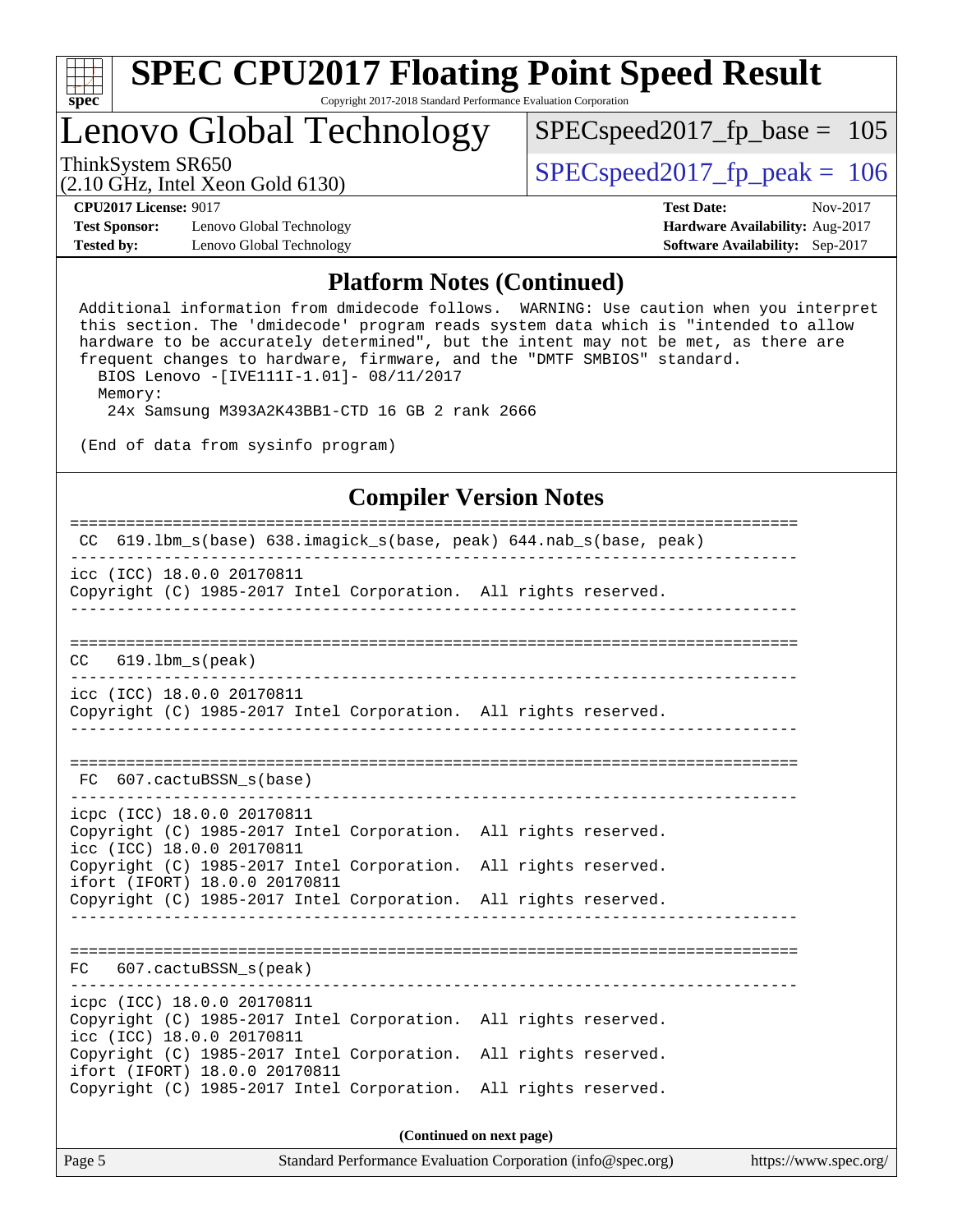## Platform Notes (Continued)

```
Additional information from dmidecode follows.  WARNING: Use caution when you interpret
this section. The 'dmidecode' program reads system data which is "intended to allow
hardware to be accurately determined", but the intent may not be met, as there are
frequent changes to hardware, firmware, and the "DMTF SMBIOS" standard.
  BIOS Lenovo -[IVE111I-1.01]- 08/11/2017
  Memory:
   24x Samsung M393A2K43BB1-CTD 16 GB 2 rank 2666

(End of data from sysinfo program)
```

## Compiler Version Notes

```
==============================================================================
 CC  619.lbm_s(base) 638.imagick_s(base, peak) 644.nab_s(base, peak)
------------------------------------------------------------------------------
icc (ICC) 18.0.0 20170811
Copyright (C) 1985-2017 Intel Corporation.  All rights reserved.
------------------------------------------------------------------------------

==============================================================================
 CC  619.lbm_s(peak)
------------------------------------------------------------------------------
icc (ICC) 18.0.0 20170811
Copyright (C) 1985-2017 Intel Corporation.  All rights reserved.
------------------------------------------------------------------------------

==============================================================================
 FC  607.cactuBSSN_s(base)
------------------------------------------------------------------------------
icpc (ICC) 18.0.0 20170811
Copyright (C) 1985-2017 Intel Corporation.  All rights reserved.
icc (ICC) 18.0.0 20170811
Copyright (C) 1985-2017 Intel Corporation.  All rights reserved.
ifort (IFORT) 18.0.0 20170811
Copyright (C) 1985-2017 Intel Corporation.  All rights reserved.
------------------------------------------------------------------------------

==============================================================================
 FC  607.cactuBSSN_s(peak)
------------------------------------------------------------------------------
icpc (ICC) 18.0.0 20170811
Copyright (C) 1985-2017 Intel Corporation.  All rights reserved.
icc (ICC) 18.0.0 20170811
Copyright (C) 1985-2017 Intel Corporation.  All rights reserved.
ifort (IFORT) 18.0.0 20170811
Copyright (C) 1985-2017 Intel Corporation.  All rights reserved.
```

**(Continued on next page)**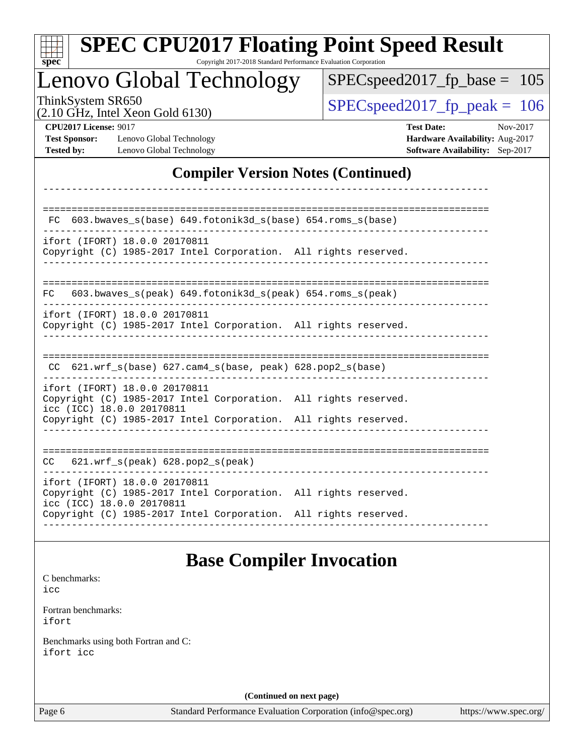## Compiler Version Notes (Continued)

```
------------------------------------------------------------------------------

==============================================================================
 FC  603.bwaves_s(base) 649.fotonik3d_s(base) 654.roms_s(base)
------------------------------------------------------------------------------
ifort (IFORT) 18.0.0 20170811
Copyright (C) 1985-2017 Intel Corporation.  All rights reserved.
------------------------------------------------------------------------------

==============================================================================
FC   603.bwaves_s(peak) 649.fotonik3d_s(peak) 654.roms_s(peak)
------------------------------------------------------------------------------
ifort (IFORT) 18.0.0 20170811
Copyright (C) 1985-2017 Intel Corporation.  All rights reserved.
------------------------------------------------------------------------------

==============================================================================
 CC  621.wrf_s(base) 627.cam4_s(base, peak) 628.pop2_s(base)
------------------------------------------------------------------------------
ifort (IFORT) 18.0.0 20170811
Copyright (C) 1985-2017 Intel Corporation.  All rights reserved.
icc (ICC) 18.0.0 20170811
Copyright (C) 1985-2017 Intel Corporation.  All rights reserved.
------------------------------------------------------------------------------

==============================================================================
CC   621.wrf_s(peak) 628.pop2_s(peak)
------------------------------------------------------------------------------
ifort (IFORT) 18.0.0 20170811
Copyright (C) 1985-2017 Intel Corporation.  All rights reserved.
icc (ICC) 18.0.0 20170811
Copyright (C) 1985-2017 Intel Corporation.  All rights reserved.
------------------------------------------------------------------------------
```

## Base Compiler Invocation

C benchmarks:
`icc`

Fortran benchmarks:
`ifort`

Benchmarks using both Fortran and C:
`ifort icc`

**(Continued on next page)**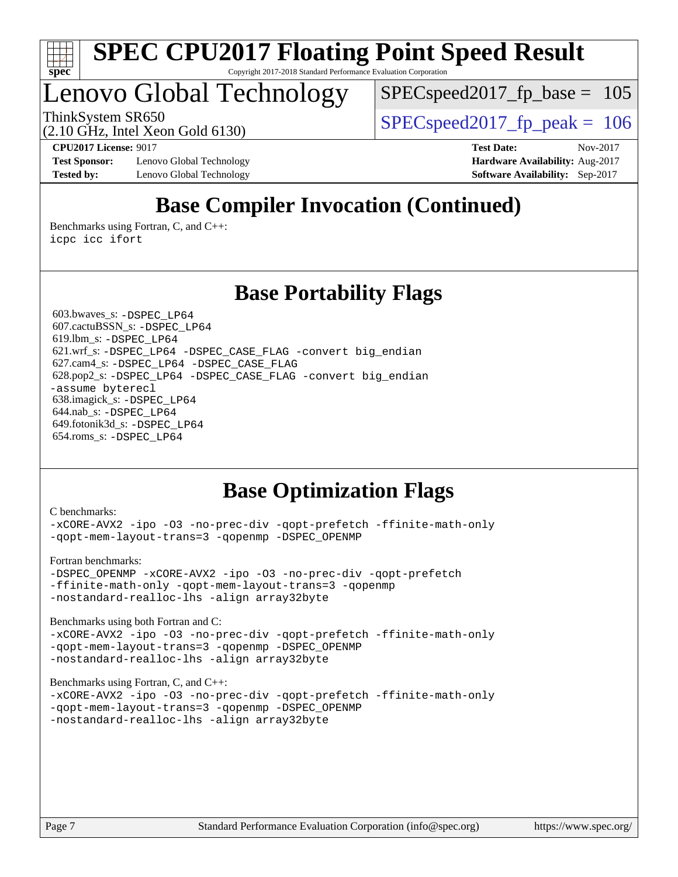# SPEC CPU2017 Floating Point Speed Result

Copyright 2017-2018 Standard Performance Evaluation Corporation

## Lenovo Global Technology

ThinkSystem SR650
(2.10 GHz, Intel Xeon Gold 6130)

SPECspeed2017_fp_base = 105

SPECspeed2017_fp_peak = 106

**CPU2017 License:** 9017
**Test Sponsor:** Lenovo Global Technology
**Tested by:** Lenovo Global Technology

**Test Date:** Nov-2017
**Hardware Availability:** Aug-2017
**Software Availability:** Sep-2017

## Base Compiler Invocation (Continued)

Benchmarks using Fortran, C, and C++:
`icpc icc ifort`

## Base Portability Flags

603.bwaves_s: `-DSPEC_LP64`
607.cactuBSSN_s: `-DSPEC_LP64`
619.lbm_s: `-DSPEC_LP64`
621.wrf_s: `-DSPEC_LP64 -DSPEC_CASE_FLAG -convert big_endian`
627.cam4_s: `-DSPEC_LP64 -DSPEC_CASE_FLAG`
628.pop2_s: `-DSPEC_LP64 -DSPEC_CASE_FLAG -convert big_endian -assume byterecl`
638.imagick_s: `-DSPEC_LP64`
644.nab_s: `-DSPEC_LP64`
649.fotonik3d_s: `-DSPEC_LP64`
654.roms_s: `-DSPEC_LP64`

## Base Optimization Flags

C benchmarks:
```
-xCORE-AVX2 -ipo -O3 -no-prec-div -qopt-prefetch -ffinite-math-only
-qopt-mem-layout-trans=3 -qopenmp -DSPEC_OPENMP
```

Fortran benchmarks:
```
-DSPEC_OPENMP -xCORE-AVX2 -ipo -O3 -no-prec-div -qopt-prefetch
-ffinite-math-only -qopt-mem-layout-trans=3 -qopenmp
-nostandard-realloc-lhs -align array32byte
```

Benchmarks using both Fortran and C:
```
-xCORE-AVX2 -ipo -O3 -no-prec-div -qopt-prefetch -ffinite-math-only
-qopt-mem-layout-trans=3 -qopenmp -DSPEC_OPENMP
-nostandard-realloc-lhs -align array32byte
```

Benchmarks using Fortran, C, and C++:
```
-xCORE-AVX2 -ipo -O3 -no-prec-div -qopt-prefetch -ffinite-math-only
-qopt-mem-layout-trans=3 -qopenmp -DSPEC_OPENMP
-nostandard-realloc-lhs -align array32byte
```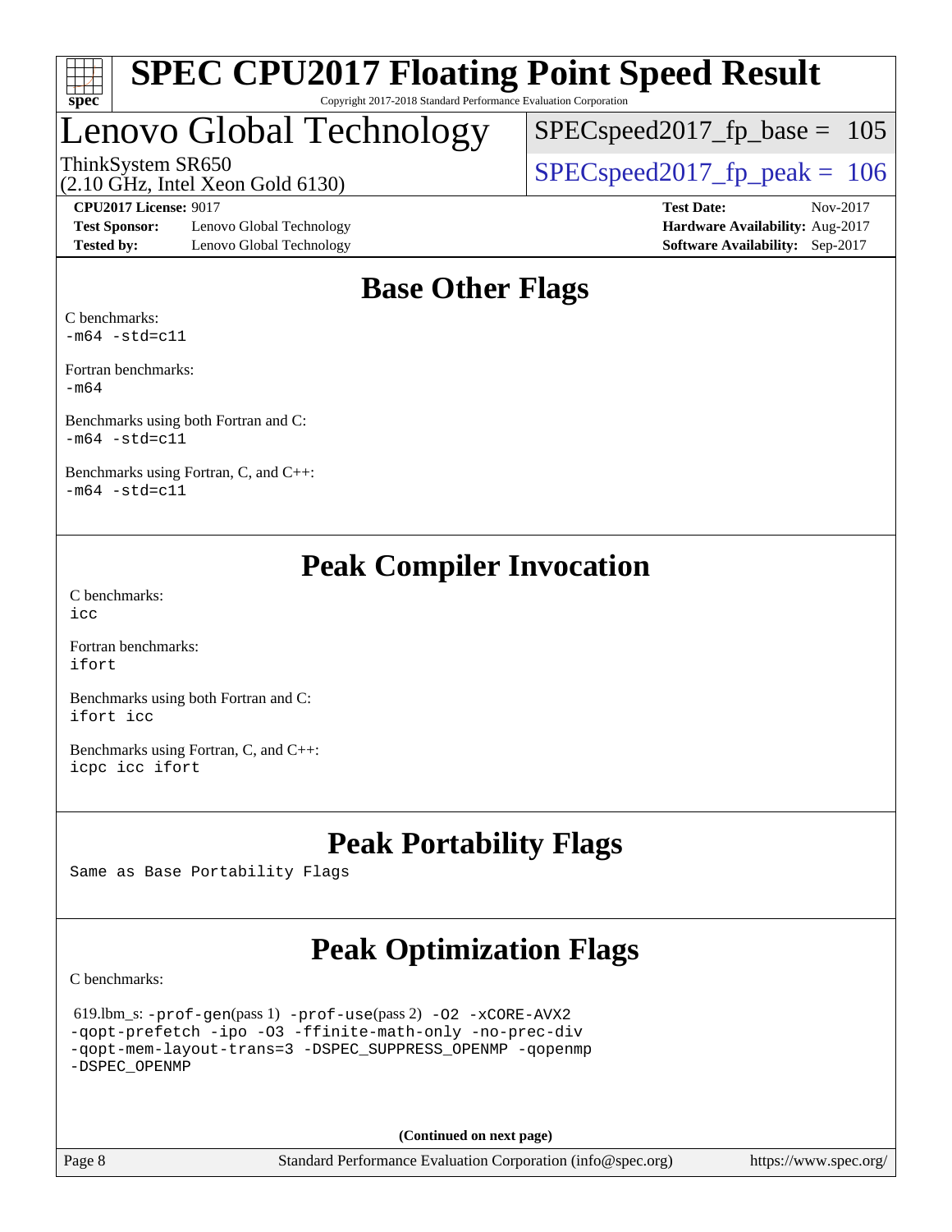# SPEC CPU2017 Floating Point Speed Result

Copyright 2017-2018 Standard Performance Evaluation Corporation

## Lenovo Global Technology

ThinkSystem SR650
(2.10 GHz, Intel Xeon Gold 6130)

SPECspeed2017_fp_base = 105

SPECspeed2017_fp_peak = 106

**CPU2017 License:** 9017
**Test Sponsor:** Lenovo Global Technology
**Tested by:** Lenovo Global Technology

**Test Date:** Nov-2017
**Hardware Availability:** Aug-2017
**Software Availability:** Sep-2017

## Base Other Flags

C benchmarks:
`-m64 -std=c11`

Fortran benchmarks:
`-m64`

Benchmarks using both Fortran and C:
`-m64 -std=c11`

Benchmarks using Fortran, C, and C++:
`-m64 -std=c11`

## Peak Compiler Invocation

C benchmarks:
`icc`

Fortran benchmarks:
`ifort`

Benchmarks using both Fortran and C:
`ifort icc`

Benchmarks using Fortran, C, and C++:
`icpc icc ifort`

## Peak Portability Flags

Same as Base Portability Flags

## Peak Optimization Flags

C benchmarks:

619.lbm_s: `-prof-gen`(pass 1) `-prof-use`(pass 2) `-O2 -xCORE-AVX2 -qopt-prefetch -ipo -O3 -ffinite-math-only -no-prec-div -qopt-mem-layout-trans=3 -DSPEC_SUPPRESS_OPENMP -qopenmp -DSPEC_OPENMP`

**(Continued on next page)**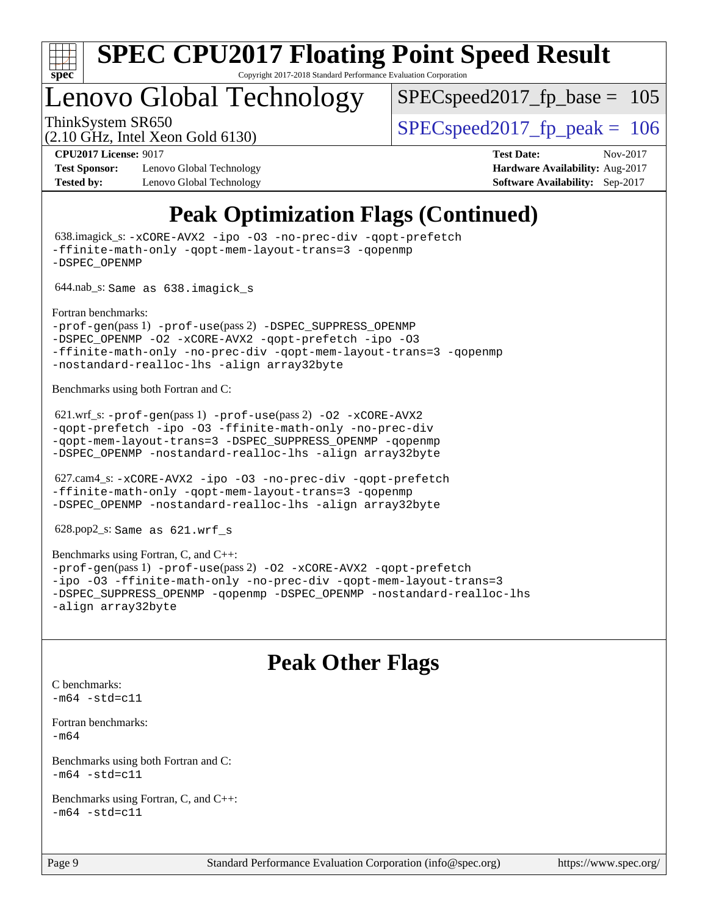# Peak Optimization Flags (Continued)

638.imagick_s: -xCORE-AVX2 -ipo -O3 -no-prec-div -qopt-prefetch -ffinite-math-only -qopt-mem-layout-trans=3 -qopenmp -DSPEC_OPENMP

644.nab_s: Same as 638.imagick_s

Fortran benchmarks:
-prof-gen(pass 1) -prof-use(pass 2) -DSPEC_SUPPRESS_OPENMP -DSPEC_OPENMP -O2 -xCORE-AVX2 -qopt-prefetch -ipo -O3 -ffinite-math-only -no-prec-div -qopt-mem-layout-trans=3 -qopenmp -nostandard-realloc-lhs -align array32byte

Benchmarks using both Fortran and C:

621.wrf_s: -prof-gen(pass 1) -prof-use(pass 2) -O2 -xCORE-AVX2 -qopt-prefetch -ipo -O3 -ffinite-math-only -no-prec-div -qopt-mem-layout-trans=3 -DSPEC_SUPPRESS_OPENMP -qopenmp -DSPEC_OPENMP -nostandard-realloc-lhs -align array32byte

627.cam4_s: -xCORE-AVX2 -ipo -O3 -no-prec-div -qopt-prefetch -ffinite-math-only -qopt-mem-layout-trans=3 -qopenmp -DSPEC_OPENMP -nostandard-realloc-lhs -align array32byte

628.pop2_s: Same as 621.wrf_s

Benchmarks using Fortran, C, and C++:
-prof-gen(pass 1) -prof-use(pass 2) -O2 -xCORE-AVX2 -qopt-prefetch -ipo -O3 -ffinite-math-only -no-prec-div -qopt-mem-layout-trans=3 -DSPEC_SUPPRESS_OPENMP -qopenmp -DSPEC_OPENMP -nostandard-realloc-lhs -align array32byte

# Peak Other Flags

C benchmarks:
-m64 -std=c11

Fortran benchmarks:
-m64

Benchmarks using both Fortran and C:
-m64 -std=c11

Benchmarks using Fortran, C, and C++:
-m64 -std=c11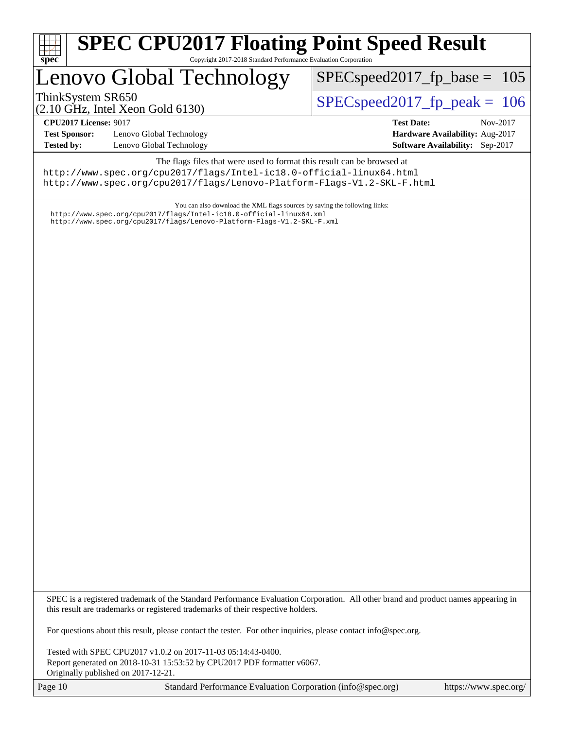# SPEC CPU2017 Floating Point Speed Result

Copyright 2017-2018 Standard Performance Evaluation Corporation

# Lenovo Global Technology

ThinkSystem SR650
(2.10 GHz, Intel Xeon Gold 6130)

SPECspeed2017_fp_base = 105

SPECspeed2017_fp_peak = 106

**CPU2017 License:** 9017
**Test Sponsor:** Lenovo Global Technology
**Tested by:** Lenovo Global Technology

**Test Date:** Nov-2017
**Hardware Availability:** Aug-2017
**Software Availability:** Sep-2017

The flags files that were used to format this result can be browsed at
http://www.spec.org/cpu2017/flags/Intel-ic18.0-official-linux64.html
http://www.spec.org/cpu2017/flags/Lenovo-Platform-Flags-V1.2-SKL-F.html

You can also download the XML flags sources by saving the following links:
http://www.spec.org/cpu2017/flags/Intel-ic18.0-official-linux64.xml
http://www.spec.org/cpu2017/flags/Lenovo-Platform-Flags-V1.2-SKL-F.xml

SPEC is a registered trademark of the Standard Performance Evaluation Corporation. All other brand and product names appearing in this result are trademarks or registered trademarks of their respective holders.

For questions about this result, please contact the tester. For other inquiries, please contact info@spec.org.

Tested with SPEC CPU2017 v1.0.2 on 2017-11-03 05:14:43-0400.
Report generated on 2018-10-31 15:53:52 by CPU2017 PDF formatter v6067.
Originally published on 2017-12-21.